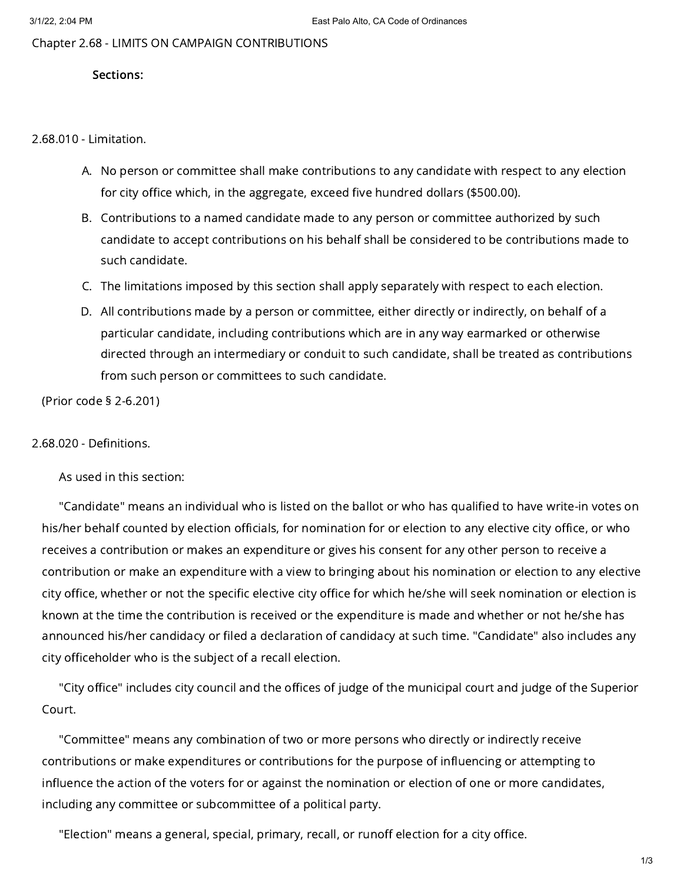# Chapter 2.68 - LIMITS ON CAMPAIGN CONTRIBUTIONS

**Sections:**

## 2.68.010 - Limitation.

A. No person or committee shall make contributions to any candidate with respect to any election for city office which, in the aggregate, exceed five hundred dollars ($500.00).

B. Contributions to a named candidate made to any person or committee authorized by such candidate to accept contributions on his behalf shall be considered to be contributions made to such candidate.

C. The limitations imposed by this section shall apply separately with respect to each election.

D. All contributions made by a person or committee, either directly or indirectly, on behalf of a particular candidate, including contributions which are in any way earmarked or otherwise directed through an intermediary or conduit to such candidate, shall be treated as contributions from such person or committees to such candidate.

(Prior code § 2-6.201)

## 2.68.020 - Definitions.

As used in this section:

"Candidate" means an individual who is listed on the ballot or who has qualified to have write-in votes on his/her behalf counted by election officials, for nomination for or election to any elective city office, or who receives a contribution or makes an expenditure or gives his consent for any other person to receive a contribution or make an expenditure with a view to bringing about his nomination or election to any elective city office, whether or not the specific elective city office for which he/she will seek nomination or election is known at the time the contribution is received or the expenditure is made and whether or not he/she has announced his/her candidacy or filed a declaration of candidacy at such time. "Candidate" also includes any city officeholder who is the subject of a recall election.

"City office" includes city council and the offices of judge of the municipal court and judge of the Superior Court.

"Committee" means any combination of two or more persons who directly or indirectly receive contributions or make expenditures or contributions for the purpose of influencing or attempting to influence the action of the voters for or against the nomination or election of one or more candidates, including any committee or subcommittee of a political party.

"Election" means a general, special, primary, recall, or runoff election for a city office.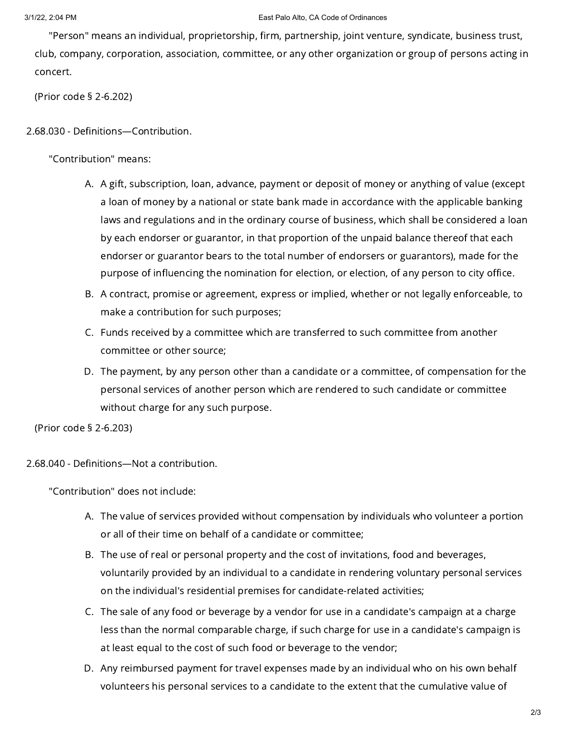"Person" means an individual, proprietorship, firm, partnership, joint venture, syndicate, business trust, club, company, corporation, association, committee, or any other organization or group of persons acting in concert.

(Prior code § 2-6.202)

### 2.68.030 - Definitions—Contribution.

"Contribution" means:

A. A gift, subscription, loan, advance, payment or deposit of money or anything of value (except a loan of money by a national or state bank made in accordance with the applicable banking laws and regulations and in the ordinary course of business, which shall be considered a loan by each endorser or guarantor, in that proportion of the unpaid balance thereof that each endorser or guarantor bears to the total number of endorsers or guarantors), made for the purpose of influencing the nomination for election, or election, of any person to city office.

B. A contract, promise or agreement, express or implied, whether or not legally enforceable, to make a contribution for such purposes;

C. Funds received by a committee which are transferred to such committee from another committee or other source;

D. The payment, by any person other than a candidate or a committee, of compensation for the personal services of another person which are rendered to such candidate or committee without charge for any such purpose.

(Prior code § 2-6.203)

### 2.68.040 - Definitions—Not a contribution.

"Contribution" does not include:

A. The value of services provided without compensation by individuals who volunteer a portion or all of their time on behalf of a candidate or committee;

B. The use of real or personal property and the cost of invitations, food and beverages, voluntarily provided by an individual to a candidate in rendering voluntary personal services on the individual's residential premises for candidate-related activities;

C. The sale of any food or beverage by a vendor for use in a candidate's campaign at a charge less than the normal comparable charge, if such charge for use in a candidate's campaign is at least equal to the cost of such food or beverage to the vendor;

D. Any reimbursed payment for travel expenses made by an individual who on his own behalf volunteers his personal services to a candidate to the extent that the cumulative value of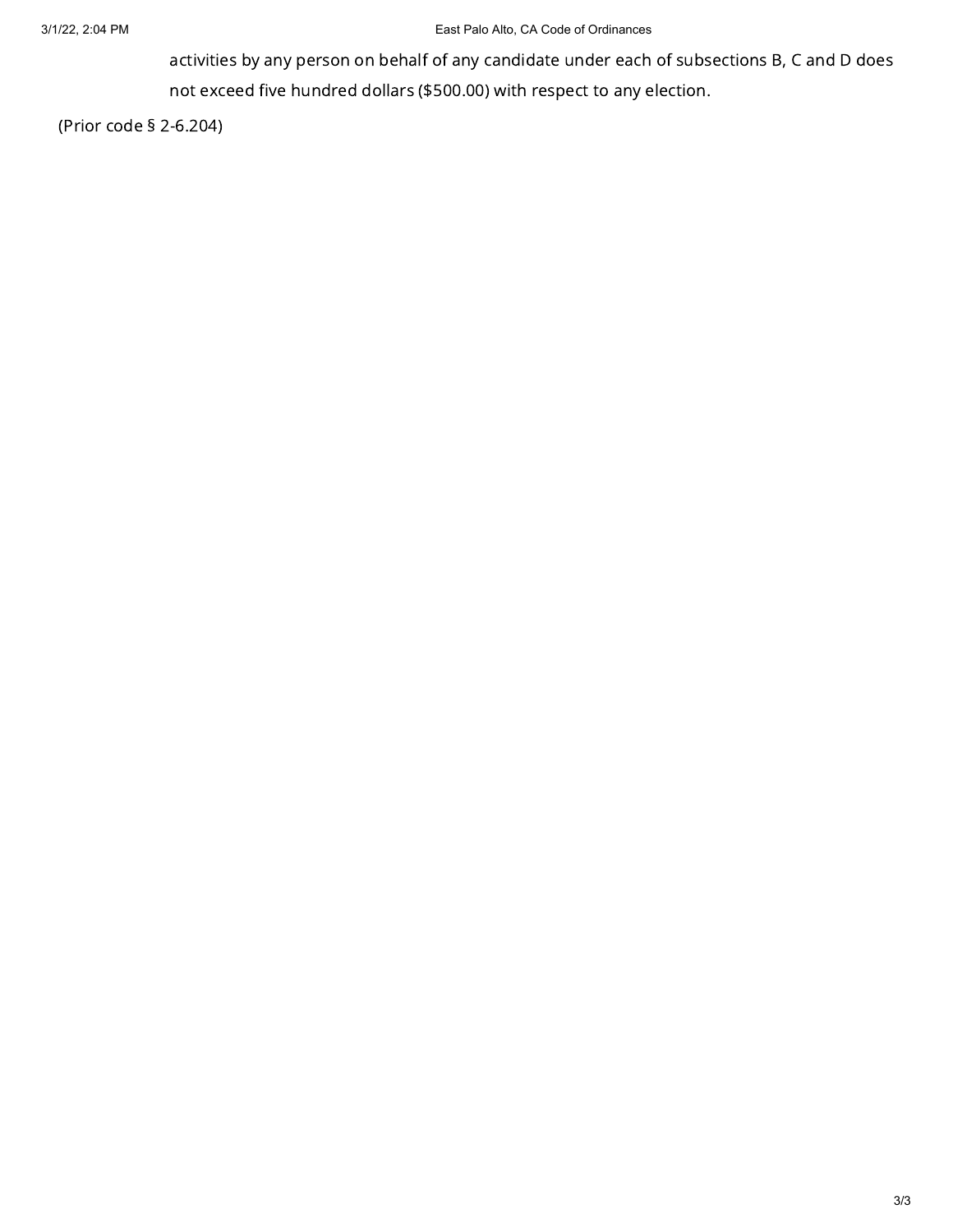activities by any person on behalf of any candidate under each of subsections B, C and D does not exceed five hundred dollars ($500.00) with respect to any election.

(Prior code § 2-6.204)